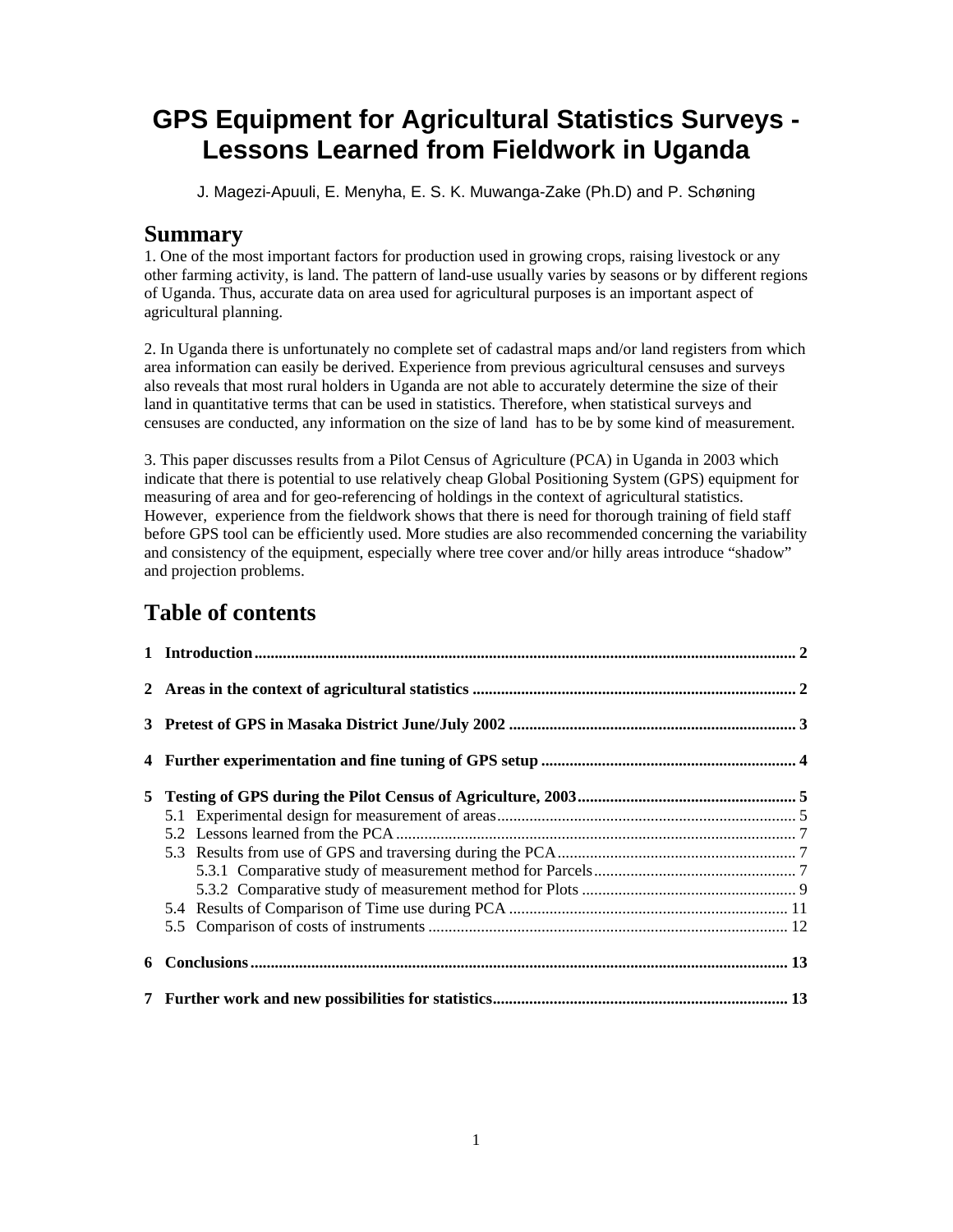# GPS Equipment for Agricultural Statistics Surveys - Lessons Learned from Fieldwork in Uganda

J. Magezi-Apuuli, E. Menyha, E. S. K. Muwanga-Zake (Ph.D) and P. Schøning

## Summary

1. One of the most important factors for production used in growing crops, raising livestock or any other farming activity, is land. The pattern of land-use usually varies by seasons or by different regions of Uganda. Thus, accurate data on area used for agricultural purposes is an important aspect of agricultural planning.

2. In Uganda there is unfortunately no complete set of cadastral maps and/or land registers from which area information can easily be derived. Experience from previous agricultural censuses and surveys also reveals that most rural holders in Uganda are not able to accurately determine the size of their land in quantitative terms that can be used in statistics. Therefore, when statistical surveys and censuses are conducted, any information on the size of land has to be by some kind of measurement.

3. This paper discusses results from a Pilot Census of Agriculture (PCA) in Uganda in 2003 which indicate that there is potential to use relatively cheap Global Positioning System (GPS) equipment for measuring of area and for geo-referencing of holdings in the context of agricultural statistics. However, experience from the fieldwork shows that there is need for thorough training of field staff before GPS tool can be efficiently used. More studies are also recommended concerning the variability and consistency of the equipment, especially where tree cover and/or hilly areas introduce "shadow" and projection problems.

## Table of contents

**1 Introduction** .......... **2**

**2 Areas in the context of agricultural statistics** .......... **2**

**3 Pretest of GPS in Masaka District June/July 2002** .......... **3**

**4 Further experimentation and fine tuning of GPS setup** .......... **4**

**5 Testing of GPS during the Pilot Census of Agriculture, 2003** .......... **5**

- 5.1 Experimental design for measurement of areas .......... 5
- 5.2 Lessons learned from the PCA .......... 7
- 5.3 Results from use of GPS and traversing during the PCA .......... 7
  - 5.3.1 Comparative study of measurement method for Parcels .......... 7
  - 5.3.2 Comparative study of measurement method for Plots .......... 9
- 5.4 Results of Comparison of Time use during PCA .......... 11
- 5.5 Comparison of costs of instruments .......... 12

**6 Conclusions** .......... **13**

**7 Further work and new possibilities for statistics** .......... **13**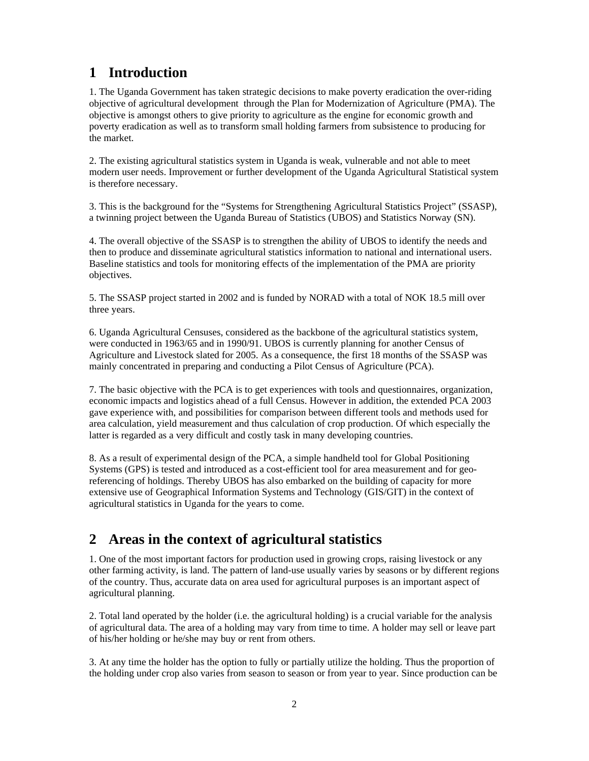# 1 Introduction

1. The Uganda Government has taken strategic decisions to make poverty eradication the over-riding objective of agricultural development through the Plan for Modernization of Agriculture (PMA). The objective is amongst others to give priority to agriculture as the engine for economic growth and poverty eradication as well as to transform small holding farmers from subsistence to producing for the market.

2. The existing agricultural statistics system in Uganda is weak, vulnerable and not able to meet modern user needs. Improvement or further development of the Uganda Agricultural Statistical system is therefore necessary.

3. This is the background for the "Systems for Strengthening Agricultural Statistics Project" (SSASP), a twinning project between the Uganda Bureau of Statistics (UBOS) and Statistics Norway (SN).

4. The overall objective of the SSASP is to strengthen the ability of UBOS to identify the needs and then to produce and disseminate agricultural statistics information to national and international users. Baseline statistics and tools for monitoring effects of the implementation of the PMA are priority objectives.

5. The SSASP project started in 2002 and is funded by NORAD with a total of NOK 18.5 mill over three years.

6. Uganda Agricultural Censuses, considered as the backbone of the agricultural statistics system, were conducted in 1963/65 and in 1990/91. UBOS is currently planning for another Census of Agriculture and Livestock slated for 2005. As a consequence, the first 18 months of the SSASP was mainly concentrated in preparing and conducting a Pilot Census of Agriculture (PCA).

7. The basic objective with the PCA is to get experiences with tools and questionnaires, organization, economic impacts and logistics ahead of a full Census. However in addition, the extended PCA 2003 gave experience with, and possibilities for comparison between different tools and methods used for area calculation, yield measurement and thus calculation of crop production. Of which especially the latter is regarded as a very difficult and costly task in many developing countries.

8. As a result of experimental design of the PCA, a simple handheld tool for Global Positioning Systems (GPS) is tested and introduced as a cost-efficient tool for area measurement and for geo-referencing of holdings. Thereby UBOS has also embarked on the building of capacity for more extensive use of Geographical Information Systems and Technology (GIS/GIT) in the context of agricultural statistics in Uganda for the years to come.

# 2 Areas in the context of agricultural statistics

1. One of the most important factors for production used in growing crops, raising livestock or any other farming activity, is land. The pattern of land-use usually varies by seasons or by different regions of the country. Thus, accurate data on area used for agricultural purposes is an important aspect of agricultural planning.

2. Total land operated by the holder (i.e. the agricultural holding) is a crucial variable for the analysis of agricultural data. The area of a holding may vary from time to time. A holder may sell or leave part of his/her holding or he/she may buy or rent from others.

3. At any time the holder has the option to fully or partially utilize the holding. Thus the proportion of the holding under crop also varies from season to season or from year to year. Since production can be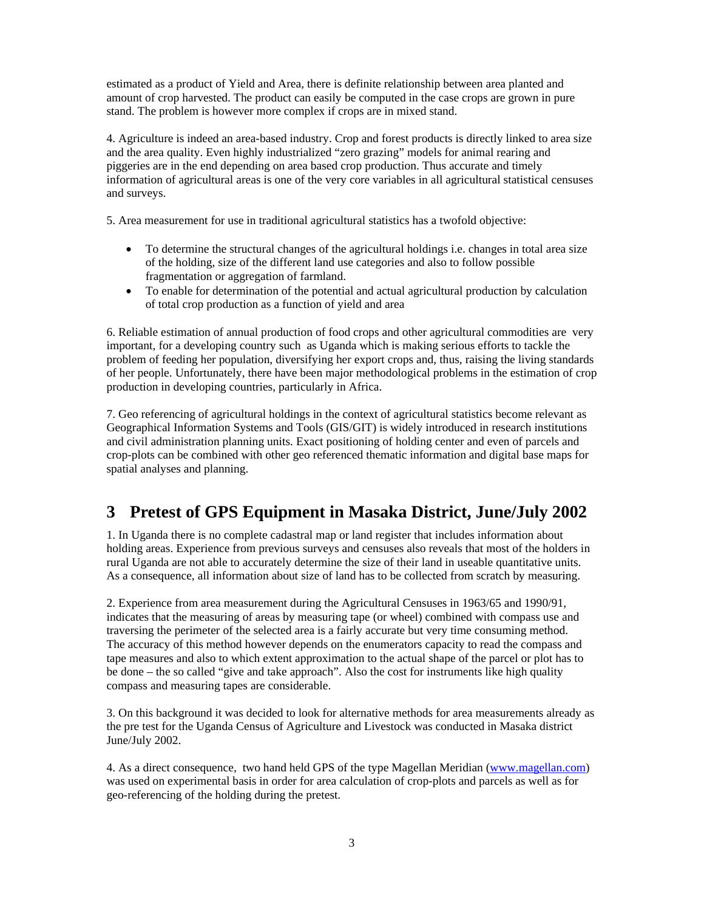estimated as a product of Yield and Area, there is definite relationship between area planted and amount of crop harvested. The product can easily be computed in the case crops are grown in pure stand. The problem is however more complex if crops are in mixed stand.

4. Agriculture is indeed an area-based industry. Crop and forest products is directly linked to area size and the area quality. Even highly industrialized "zero grazing" models for animal rearing and piggeries are in the end depending on area based crop production. Thus accurate and timely information of agricultural areas is one of the very core variables in all agricultural statistical censuses and surveys.

5. Area measurement for use in traditional agricultural statistics has a twofold objective:

- To determine the structural changes of the agricultural holdings i.e. changes in total area size of the holding, size of the different land use categories and also to follow possible fragmentation or aggregation of farmland.
- To enable for determination of the potential and actual agricultural production by calculation of total crop production as a function of yield and area

6. Reliable estimation of annual production of food crops and other agricultural commodities are very important, for a developing country such as Uganda which is making serious efforts to tackle the problem of feeding her population, diversifying her export crops and, thus, raising the living standards of her people. Unfortunately, there have been major methodological problems in the estimation of crop production in developing countries, particularly in Africa.

7. Geo referencing of agricultural holdings in the context of agricultural statistics become relevant as Geographical Information Systems and Tools (GIS/GIT) is widely introduced in research institutions and civil administration planning units. Exact positioning of holding center and even of parcels and crop-plots can be combined with other geo referenced thematic information and digital base maps for spatial analyses and planning.

# 3 Pretest of GPS Equipment in Masaka District, June/July 2002

1. In Uganda there is no complete cadastral map or land register that includes information about holding areas. Experience from previous surveys and censuses also reveals that most of the holders in rural Uganda are not able to accurately determine the size of their land in useable quantitative units. As a consequence, all information about size of land has to be collected from scratch by measuring.

2. Experience from area measurement during the Agricultural Censuses in 1963/65 and 1990/91, indicates that the measuring of areas by measuring tape (or wheel) combined with compass use and traversing the perimeter of the selected area is a fairly accurate but very time consuming method. The accuracy of this method however depends on the enumerators capacity to read the compass and tape measures and also to which extent approximation to the actual shape of the parcel or plot has to be done – the so called "give and take approach". Also the cost for instruments like high quality compass and measuring tapes are considerable.

3. On this background it was decided to look for alternative methods for area measurements already as the pre test for the Uganda Census of Agriculture and Livestock was conducted in Masaka district June/July 2002.

4. As a direct consequence, two hand held GPS of the type Magellan Meridian (www.magellan.com) was used on experimental basis in order for area calculation of crop-plots and parcels as well as for geo-referencing of the holding during the pretest.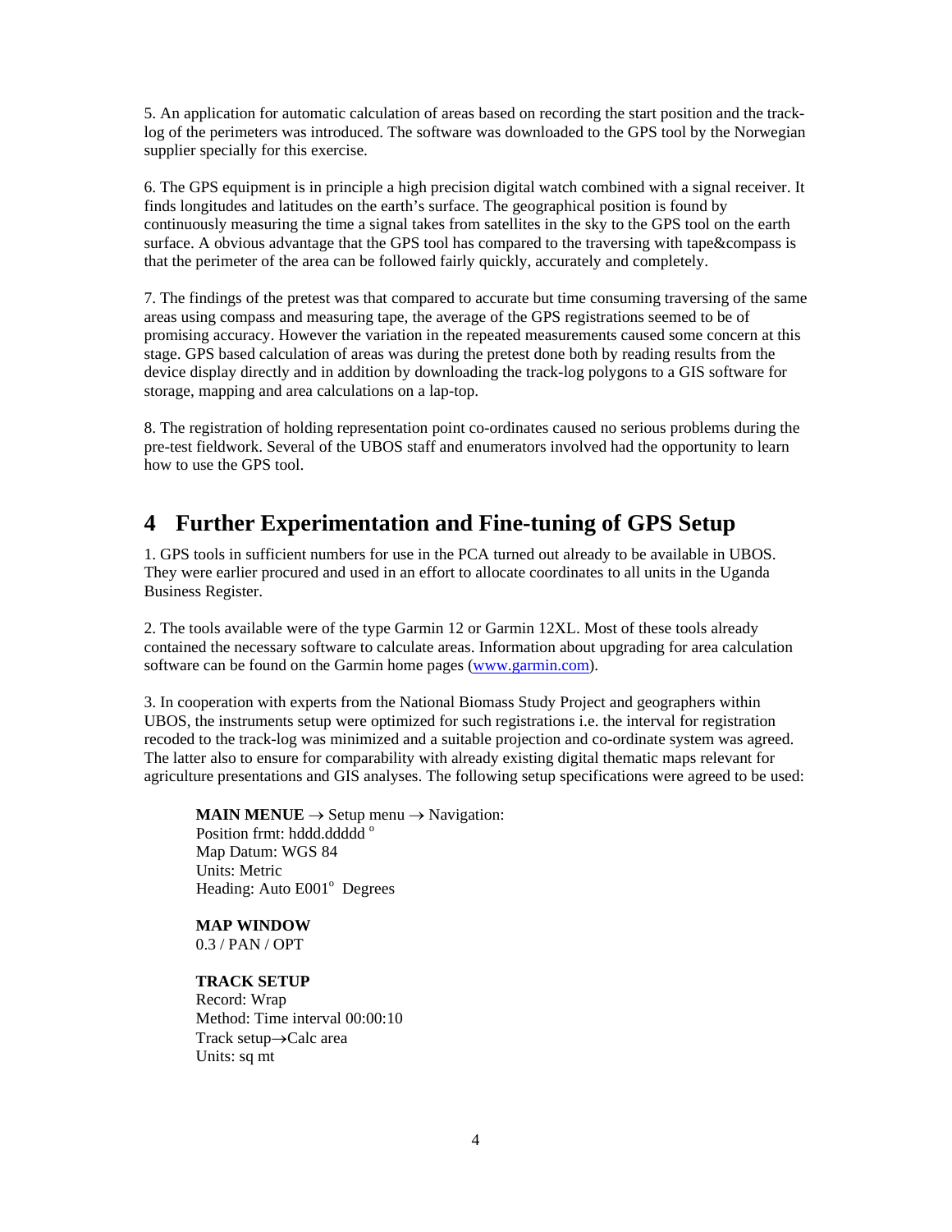5. An application for automatic calculation of areas based on recording the start position and the track-log of the perimeters was introduced. The software was downloaded to the GPS tool by the Norwegian supplier specially for this exercise.

6. The GPS equipment is in principle a high precision digital watch combined with a signal receiver. It finds longitudes and latitudes on the earth's surface. The geographical position is found by continuously measuring the time a signal takes from satellites in the sky to the GPS tool on the earth surface. A obvious advantage that the GPS tool has compared to the traversing with tape&compass is that the perimeter of the area can be followed fairly quickly, accurately and completely.

7. The findings of the pretest was that compared to accurate but time consuming traversing of the same areas using compass and measuring tape, the average of the GPS registrations seemed to be of promising accuracy. However the variation in the repeated measurements caused some concern at this stage. GPS based calculation of areas was during the pretest done both by reading results from the device display directly and in addition by downloading the track-log polygons to a GIS software for storage, mapping and area calculations on a lap-top.

8. The registration of holding representation point co-ordinates caused no serious problems during the pre-test fieldwork. Several of the UBOS staff and enumerators involved had the opportunity to learn how to use the GPS tool.

# 4 Further Experimentation and Fine-tuning of GPS Setup

1. GPS tools in sufficient numbers for use in the PCA turned out already to be available in UBOS. They were earlier procured and used in an effort to allocate coordinates to all units in the Uganda Business Register.

2. The tools available were of the type Garmin 12 or Garmin 12XL. Most of these tools already contained the necessary software to calculate areas. Information about upgrading for area calculation software can be found on the Garmin home pages (www.garmin.com).

3. In cooperation with experts from the National Biomass Study Project and geographers within UBOS, the instruments setup were optimized for such registrations i.e. the interval for registration recoded to the track-log was minimized and a suitable projection and co-ordinate system was agreed. The latter also to ensure for comparability with already existing digital thematic maps relevant for agriculture presentations and GIS analyses. The following setup specifications were agreed to be used:

**MAIN MENUE** → Setup menu → Navigation:
Position frmt: hddd.ddddd °
Map Datum: WGS 84
Units: Metric
Heading: Auto E001° Degrees

**MAP WINDOW**
0.3 / PAN / OPT

**TRACK SETUP**
Record: Wrap
Method: Time interval 00:00:10
Track setup→Calc area
Units: sq mt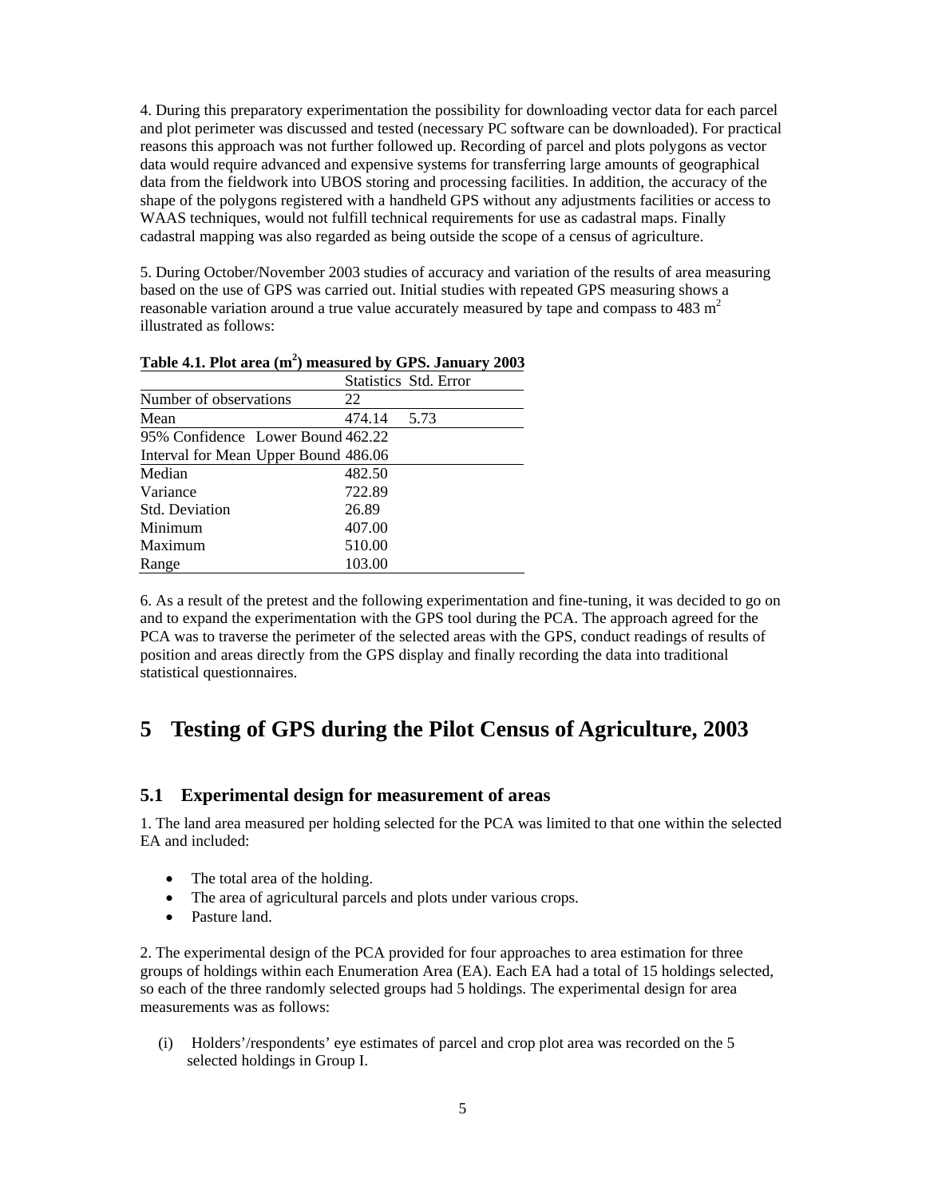4. During this preparatory experimentation the possibility for downloading vector data for each parcel and plot perimeter was discussed and tested (necessary PC software can be downloaded). For practical reasons this approach was not further followed up. Recording of parcel and plots polygons as vector data would require advanced and expensive systems for transferring large amounts of geographical data from the fieldwork into UBOS storing and processing facilities. In addition, the accuracy of the shape of the polygons registered with a handheld GPS without any adjustments facilities or access to WAAS techniques, would not fulfill technical requirements for use as cadastral maps. Finally cadastral mapping was also regarded as being outside the scope of a census of agriculture.

5. During October/November 2003 studies of accuracy and variation of the results of area measuring based on the use of GPS was carried out. Initial studies with repeated GPS measuring shows a reasonable variation around a true value accurately measured by tape and compass to 483 $m^2$ illustrated as follows:

**Table 4.1. Plot area ($m^2$) measured by GPS. January 2003**

| | | Statistics | Std. Error |
|---|---|---|---|
| Number of observations | | 22 | |
| Mean | | 474.14 | 5.73 |
| 95% Confidence Interval for Mean | Lower Bound | 462.22 | |
| | Upper Bound | 486.06 | |
| Median | | 482.50 | |
| Variance | | 722.89 | |
| Std. Deviation | | 26.89 | |
| Minimum | | 407.00 | |
| Maximum | | 510.00 | |
| Range | | 103.00 | |

6. As a result of the pretest and the following experimentation and fine-tuning, it was decided to go on and to expand the experimentation with the GPS tool during the PCA. The approach agreed for the PCA was to traverse the perimeter of the selected areas with the GPS, conduct readings of results of position and areas directly from the GPS display and finally recording the data into traditional statistical questionnaires.

# 5 Testing of GPS during the Pilot Census of Agriculture, 2003

## 5.1 Experimental design for measurement of areas

1. The land area measured per holding selected for the PCA was limited to that one within the selected EA and included:

- The total area of the holding.
- The area of agricultural parcels and plots under various crops.
- Pasture land.

2. The experimental design of the PCA provided for four approaches to area estimation for three groups of holdings within each Enumeration Area (EA). Each EA had a total of 15 holdings selected, so each of the three randomly selected groups had 5 holdings. The experimental design for area measurements was as follows:

(i) Holders'/respondents' eye estimates of parcel and crop plot area was recorded on the 5 selected holdings in Group I.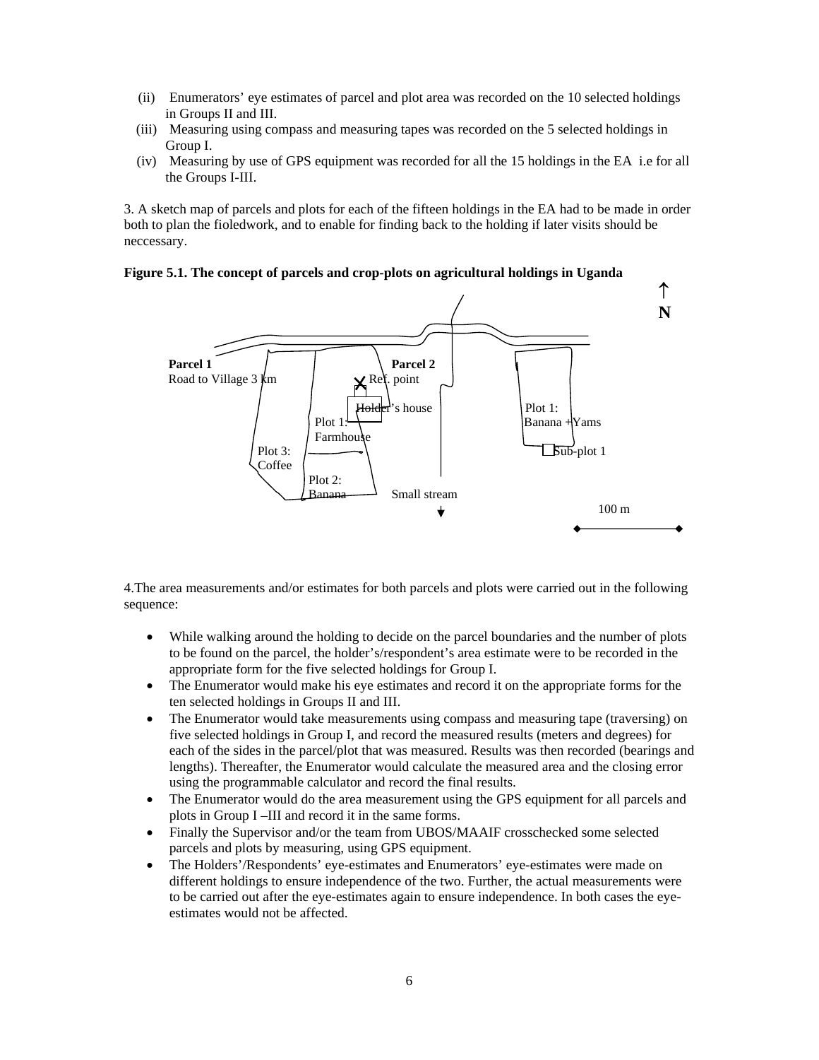(ii) Enumerators' eye estimates of parcel and plot area was recorded on the 10 selected holdings in Groups II and III.

(iii) Measuring using compass and measuring tapes was recorded on the 5 selected holdings in Group I.

(iv) Measuring by use of GPS equipment was recorded for all the 15 holdings in the EA i.e for all the Groups I-III.

3. A sketch map of parcels and plots for each of the fifteen holdings in the EA had to be made in order both to plan the fioledwork, and to enable for finding back to the holding if later visits should be neccessary.

**Figure 5.1. The concept of parcels and crop-plots on agricultural holdings in Uganda**

Parcel 1
Road to Village 3 km
Parcel 2
Ref. point
Holder's house
Plot 1: Farmhouse
Plot 3: Coffee
Plot 2: Banana
Small stream
Plot 1: Banana +Yams
Sub-plot 1
100 m
N

4.The area measurements and/or estimates for both parcels and plots were carried out in the following sequence:

- While walking around the holding to decide on the parcel boundaries and the number of plots to be found on the parcel, the holder's/respondent's area estimate were to be recorded in the appropriate form for the five selected holdings for Group I.
- The Enumerator would make his eye estimates and record it on the appropriate forms for the ten selected holdings in Groups II and III.
- The Enumerator would take measurements using compass and measuring tape (traversing) on five selected holdings in Group I, and record the measured results (meters and degrees) for each of the sides in the parcel/plot that was measured. Results was then recorded (bearings and lengths). Thereafter, the Enumerator would calculate the measured area and the closing error using the programmable calculator and record the final results.
- The Enumerator would do the area measurement using the GPS equipment for all parcels and plots in Group I –III and record it in the same forms.
- Finally the Supervisor and/or the team from UBOS/MAAIF crosschecked some selected parcels and plots by measuring, using GPS equipment.
- The Holders'/Respondents' eye-estimates and Enumerators' eye-estimates were made on different holdings to ensure independence of the two. Further, the actual measurements were to be carried out after the eye-estimates again to ensure independence. In both cases the eye-estimates would not be affected.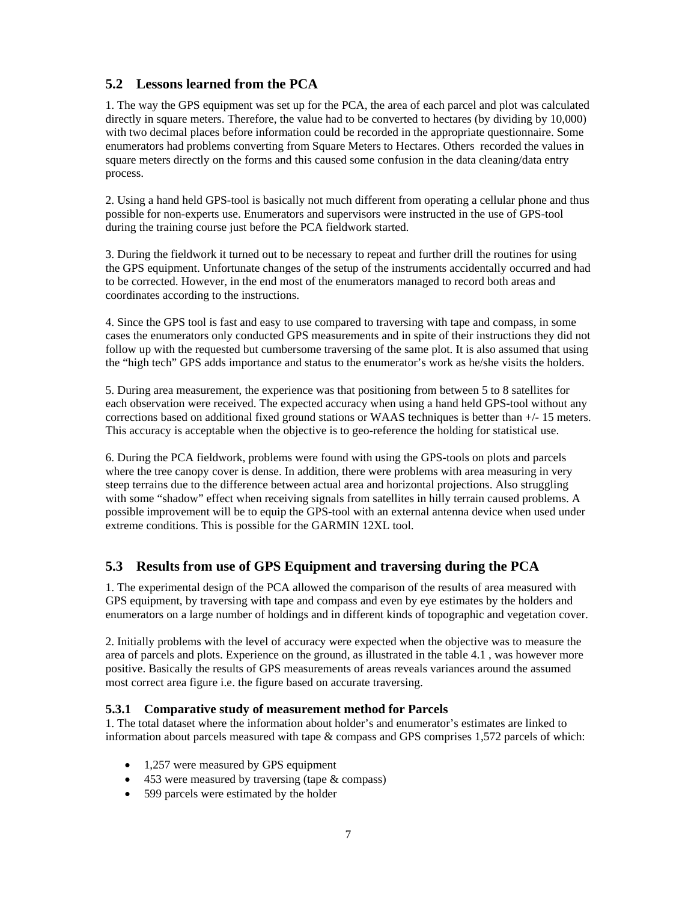## 5.2 Lessons learned from the PCA

1. The way the GPS equipment was set up for the PCA, the area of each parcel and plot was calculated directly in square meters. Therefore, the value had to be converted to hectares (by dividing by 10,000) with two decimal places before information could be recorded in the appropriate questionnaire. Some enumerators had problems converting from Square Meters to Hectares. Others recorded the values in square meters directly on the forms and this caused some confusion in the data cleaning/data entry process.

2. Using a hand held GPS-tool is basically not much different from operating a cellular phone and thus possible for non-experts use. Enumerators and supervisors were instructed in the use of GPS-tool during the training course just before the PCA fieldwork started.

3. During the fieldwork it turned out to be necessary to repeat and further drill the routines for using the GPS equipment. Unfortunate changes of the setup of the instruments accidentally occurred and had to be corrected. However, in the end most of the enumerators managed to record both areas and coordinates according to the instructions.

4. Since the GPS tool is fast and easy to use compared to traversing with tape and compass, in some cases the enumerators only conducted GPS measurements and in spite of their instructions they did not follow up with the requested but cumbersome traversing of the same plot. It is also assumed that using the "high tech" GPS adds importance and status to the enumerator's work as he/she visits the holders.

5. During area measurement, the experience was that positioning from between 5 to 8 satellites for each observation were received. The expected accuracy when using a hand held GPS-tool without any corrections based on additional fixed ground stations or WAAS techniques is better than +/- 15 meters. This accuracy is acceptable when the objective is to geo-reference the holding for statistical use.

6. During the PCA fieldwork, problems were found with using the GPS-tools on plots and parcels where the tree canopy cover is dense. In addition, there were problems with area measuring in very steep terrains due to the difference between actual area and horizontal projections. Also struggling with some "shadow" effect when receiving signals from satellites in hilly terrain caused problems. A possible improvement will be to equip the GPS-tool with an external antenna device when used under extreme conditions. This is possible for the GARMIN 12XL tool.

## 5.3 Results from use of GPS Equipment and traversing during the PCA

1. The experimental design of the PCA allowed the comparison of the results of area measured with GPS equipment, by traversing with tape and compass and even by eye estimates by the holders and enumerators on a large number of holdings and in different kinds of topographic and vegetation cover.

2. Initially problems with the level of accuracy were expected when the objective was to measure the area of parcels and plots. Experience on the ground, as illustrated in the table 4.1 , was however more positive. Basically the results of GPS measurements of areas reveals variances around the assumed most correct area figure i.e. the figure based on accurate traversing.

### 5.3.1 Comparative study of measurement method for Parcels

1. The total dataset where the information about holder's and enumerator's estimates are linked to information about parcels measured with tape & compass and GPS comprises 1,572 parcels of which:

- 1,257 were measured by GPS equipment
- 453 were measured by traversing (tape & compass)
- 599 parcels were estimated by the holder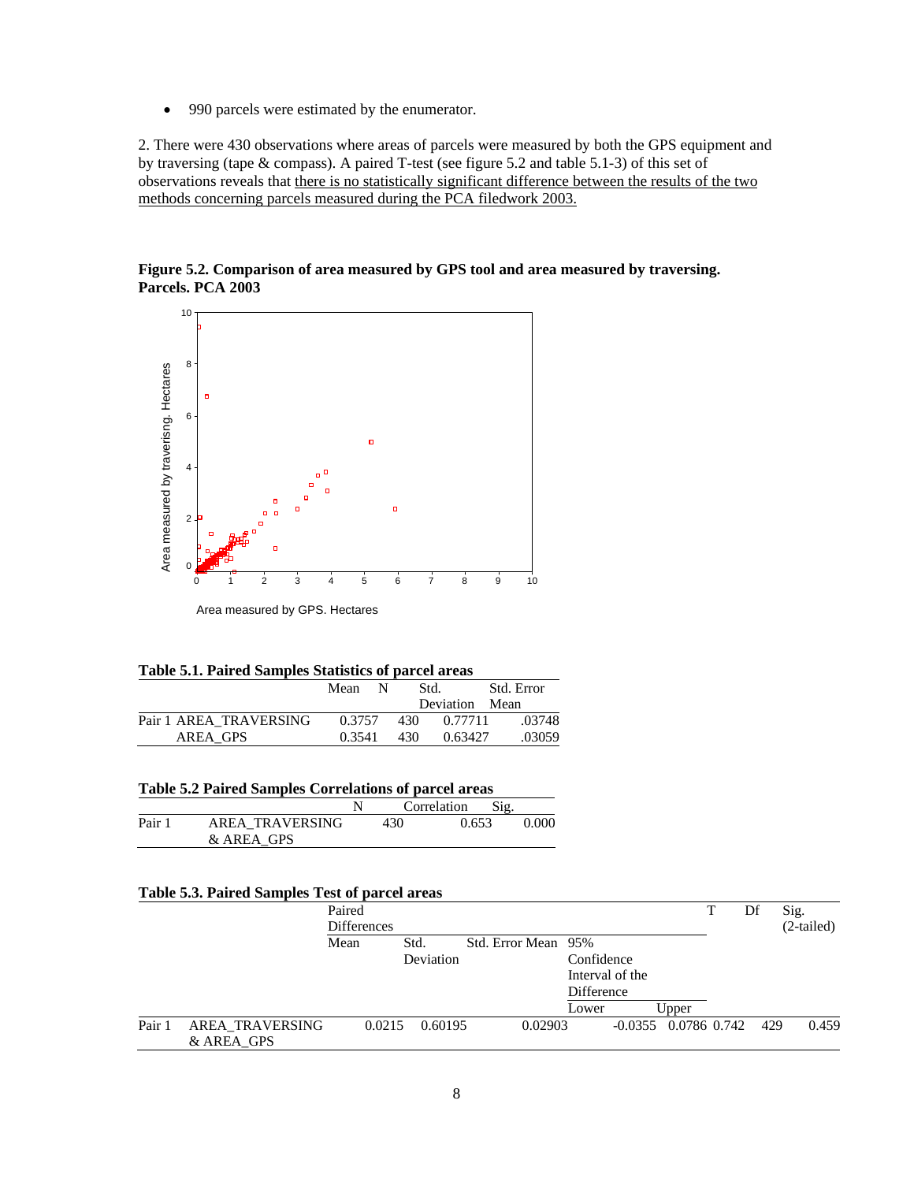- 990 parcels were estimated by the enumerator.

2. There were 430 observations where areas of parcels were measured by both the GPS equipment and by traversing (tape & compass). A paired T-test (see figure 5.2 and table 5.1-3) of this set of observations reveals that there is no statistically significant difference between the results of the two methods concerning parcels measured during the PCA fieldwork 2003.

**Figure 5.2. Comparison of area measured by GPS tool and area measured by traversing. Parcels. PCA 2003**

**Table 5.1. Paired Samples Statistics of parcel areas**

| | | Mean | N | Std. Deviation | Std. Error Mean |
|---|---|---|---|---|---|
| Pair 1 | AREA_TRAVERSING | 0.3757 | 430 | 0.77711 | .03748 |
| | AREA_GPS | 0.3541 | 430 | 0.63427 | .03059 |

**Table 5.2 Paired Samples Correlations of parcel areas**

| | | N | Correlation | Sig. |
|---|---|---|---|---|
| Pair 1 | AREA_TRAVERSING & AREA_GPS | 430 | 0.653 | 0.000 |

**Table 5.3. Paired Samples Test of parcel areas**

| | | Paired Differences | | | | | T | Df | Sig. (2-tailed) |
|---|---|---|---|---|---|---|---|---|---|
| | | Mean | Std. Deviation | Std. Error Mean | 95% Confidence Interval of the Difference | | | | |
| | | | | | Lower | Upper | | | |
| Pair 1 | AREA_TRAVERSING & AREA_GPS | 0.0215 | 0.60195 | 0.02903 | -0.0355 | 0.0786 | 0.742 | 429 | 0.459 |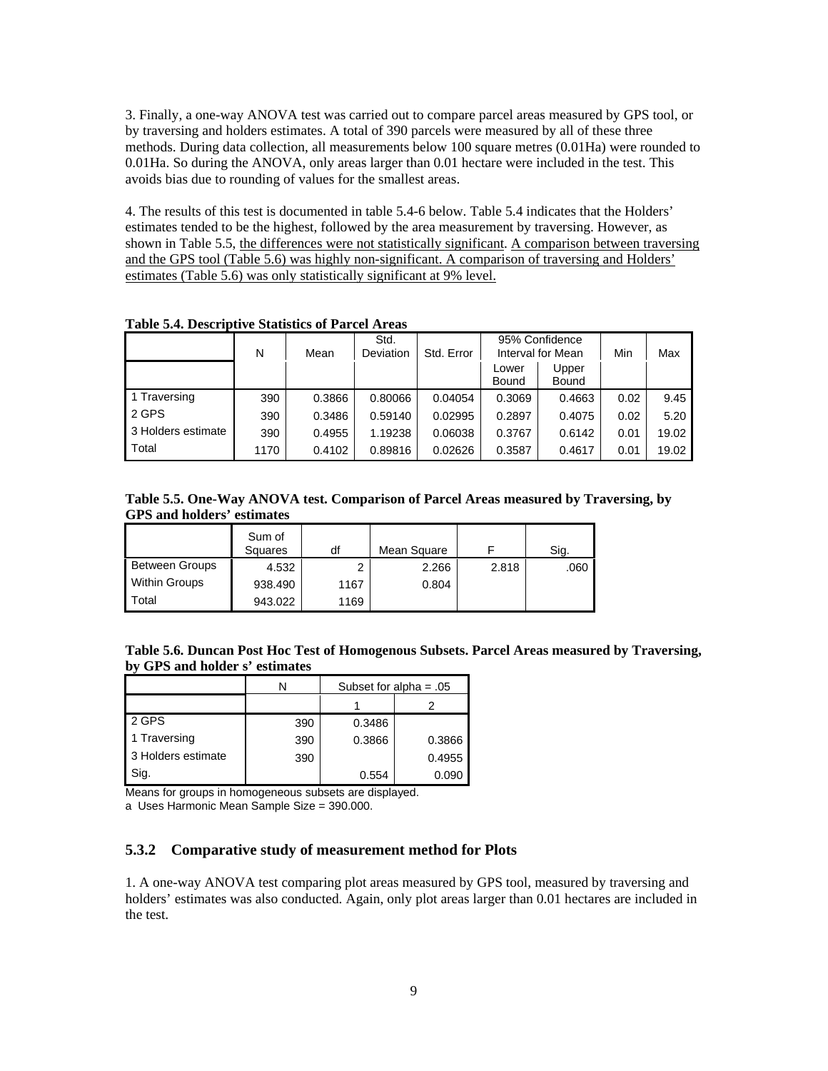3. Finally, a one-way ANOVA test was carried out to compare parcel areas measured by GPS tool, or by traversing and holders estimates. A total of 390 parcels were measured by all of these three methods. During data collection, all measurements below 100 square metres (0.01Ha) were rounded to 0.01Ha. So during the ANOVA, only areas larger than 0.01 hectare were included in the test. This avoids bias due to rounding of values for the smallest areas.

4. The results of this test is documented in table 5.4-6 below. Table 5.4 indicates that the Holders' estimates tended to be the highest, followed by the area measurement by traversing. However, as shown in Table 5.5, <u>the differences were not statistically significant</u>. <u>A comparison between traversing and the GPS tool (Table 5.6) was highly non-significant. A comparison of traversing and Holders' estimates (Table 5.6) was only statistically significant at 9% level.</u>

**Table 5.4. Descriptive Statistics of Parcel Areas**

| | N | Mean | Std. Deviation | Std. Error | 95% Confidence Interval for Mean | | Min | Max |
|---|---|---|---|---|---|---|---|---|
| | | | | | Lower Bound | Upper Bound | | |
| 1 Traversing | 390 | 0.3866 | 0.80066 | 0.04054 | 0.3069 | 0.4663 | 0.02 | 9.45 |
| 2 GPS | 390 | 0.3486 | 0.59140 | 0.02995 | 0.2897 | 0.4075 | 0.02 | 5.20 |
| 3 Holders estimate | 390 | 0.4955 | 1.19238 | 0.06038 | 0.3767 | 0.6142 | 0.01 | 19.02 |
| Total | 1170 | 0.4102 | 0.89816 | 0.02626 | 0.3587 | 0.4617 | 0.01 | 19.02 |

**Table 5.5. One-Way ANOVA test. Comparison of Parcel Areas measured by Traversing, by GPS and holders' estimates**

| | Sum of Squares | df | Mean Square | F | Sig. |
|---|---|---|---|---|---|
| Between Groups | 4.532 | 2 | 2.266 | 2.818 | .060 |
| Within Groups | 938.490 | 1167 | 0.804 | | |
| Total | 943.022 | 1169 | | | |

**Table 5.6. Duncan Post Hoc Test of Homogenous Subsets. Parcel Areas measured by Traversing, by GPS and holder s' estimates**

| | N | Subset for alpha = .05 | |
|---|---|---|---|
| | | 1 | 2 |
| 2 GPS | 390 | 0.3486 | |
| 1 Traversing | 390 | 0.3866 | 0.3866 |
| 3 Holders estimate | 390 | | 0.4955 |
| Sig. | | 0.554 | 0.090 |

Means for groups in homogeneous subsets are displayed.
a Uses Harmonic Mean Sample Size = 390.000.

### 5.3.2 Comparative study of measurement method for Plots

1. A one-way ANOVA test comparing plot areas measured by GPS tool, measured by traversing and holders' estimates was also conducted. Again, only plot areas larger than 0.01 hectares are included in the test.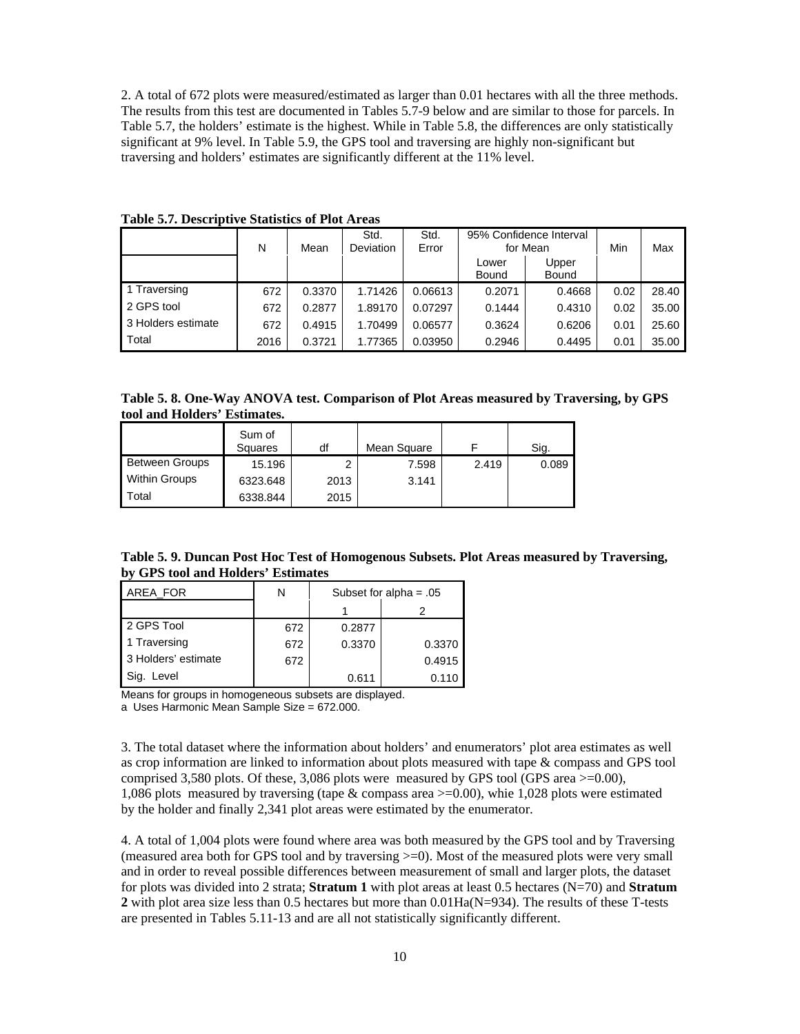2. A total of 672 plots were measured/estimated as larger than 0.01 hectares with all the three methods. The results from this test are documented in Tables 5.7-9 below and are similar to those for parcels. In Table 5.7, the holders' estimate is the highest. While in Table 5.8, the differences are only statistically significant at 9% level. In Table 5.9, the GPS tool and traversing are highly non-significant but traversing and holders' estimates are significantly different at the 11% level.

**Table 5.7. Descriptive Statistics of Plot Areas**

| | N | Mean | Std. Deviation | Std. Error | 95% Confidence Interval for Mean | | Min | Max |
|---|---|---|---|---|---|---|---|---|
| | | | | | Lower Bound | Upper Bound | | |
| 1 Traversing | 672 | 0.3370 | 1.71426 | 0.06613 | 0.2071 | 0.4668 | 0.02 | 28.40 |
| 2 GPS tool | 672 | 0.2877 | 1.89170 | 0.07297 | 0.1444 | 0.4310 | 0.02 | 35.00 |
| 3 Holders estimate | 672 | 0.4915 | 1.70499 | 0.06577 | 0.3624 | 0.6206 | 0.01 | 25.60 |
| Total | 2016 | 0.3721 | 1.77365 | 0.03950 | 0.2946 | 0.4495 | 0.01 | 35.00 |

**Table 5. 8. One-Way ANOVA test. Comparison of Plot Areas measured by Traversing, by GPS tool and Holders' Estimates.**

| | Sum of Squares | df | Mean Square | F | Sig. |
|---|---|---|---|---|---|
| Between Groups | 15.196 | 2 | 7.598 | 2.419 | 0.089 |
| Within Groups | 6323.648 | 2013 | 3.141 | | |
| Total | 6338.844 | 2015 | | | |

**Table 5. 9. Duncan Post Hoc Test of Homogenous Subsets. Plot Areas measured by Traversing, by GPS tool and Holders' Estimates**

| AREA_FOR | N | Subset for alpha = .05 | |
|---|---|---|---|
| | | 1 | 2 |
| 2 GPS Tool | 672 | 0.2877 | |
| 1 Traversing | 672 | 0.3370 | 0.3370 |
| 3 Holders' estimate | 672 | | 0.4915 |
| Sig. Level | | 0.611 | 0.110 |

Means for groups in homogeneous subsets are displayed.
a Uses Harmonic Mean Sample Size = 672.000.

3. The total dataset where the information about holders' and enumerators' plot area estimates as well as crop information are linked to information about plots measured with tape & compass and GPS tool comprised 3,580 plots. Of these, 3,086 plots were measured by GPS tool (GPS area >=0.00), 1,086 plots measured by traversing (tape & compass area >=0.00), whie 1,028 plots were estimated by the holder and finally 2,341 plot areas were estimated by the enumerator.

4. A total of 1,004 plots were found where area was both measured by the GPS tool and by Traversing (measured area both for GPS tool and by traversing >=0). Most of the measured plots were very small and in order to reveal possible differences between measurement of small and larger plots, the dataset for plots was divided into 2 strata; **Stratum 1** with plot areas at least 0.5 hectares (N=70) and **Stratum 2** with plot area size less than 0.5 hectares but more than 0.01Ha(N=934). The results of these T-tests are presented in Tables 5.11-13 and are all not statistically significantly different.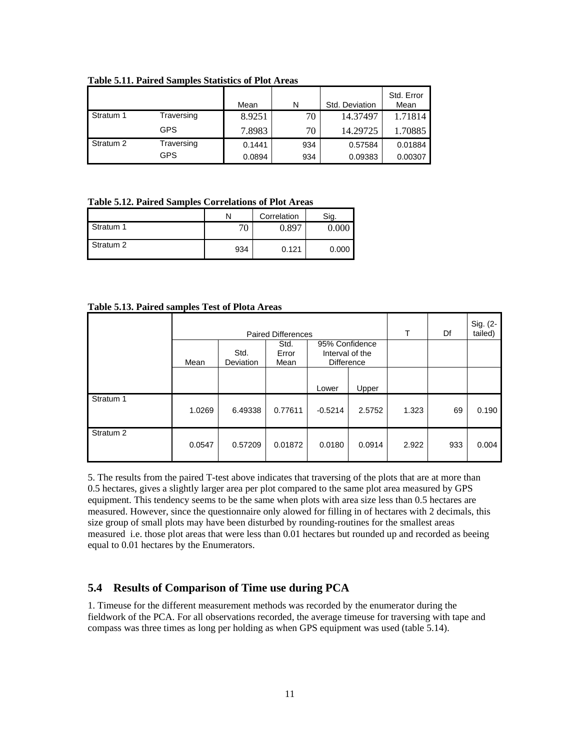**Table 5.11. Paired Samples Statistics of Plot Areas**

| | | Mean | N | Std. Deviation | Std. Error Mean |
|---|---|---|---|---|---|
| Stratum 1 | Traversing | 8.9251 | 70 | 14.37497 | 1.71814 |
| | GPS | 7.8983 | 70 | 14.29725 | 1.70885 |
| Stratum 2 | Traversing | 0.1441 | 934 | 0.57584 | 0.01884 |
| | GPS | 0.0894 | 934 | 0.09383 | 0.00307 |

**Table 5.12. Paired Samples Correlations of Plot Areas**

| | N | Correlation | Sig. |
|---|---|---|---|
| Stratum 1 | 70 | 0.897 | 0.000 |
| Stratum 2 | 934 | 0.121 | 0.000 |

**Table 5.13. Paired samples Test of Plota Areas**

| | Paired Differences | | | | | T | Df | Sig. (2-tailed) |
|---|---|---|---|---|---|---|---|---|
| | Mean | Std. Deviation | Std. Error Mean | 95% Confidence Interval of the Difference | | | | |
| | | | | Lower | Upper | | | |
| Stratum 1 | 1.0269 | 6.49338 | 0.77611 | -0.5214 | 2.5752 | 1.323 | 69 | 0.190 |
| Stratum 2 | 0.0547 | 0.57209 | 0.01872 | 0.0180 | 0.0914 | 2.922 | 933 | 0.004 |

5. The results from the paired T-test above indicates that traversing of the plots that are at more than 0.5 hectares, gives a slightly larger area per plot compared to the same plot area measured by GPS equipment. This tendency seems to be the same when plots with area size less than 0.5 hectares are measured. However, since the questionnaire only alowed for filling in of hectares with 2 decimals, this size group of small plots may have been disturbed by rounding-routines for the smallest areas measured i.e. those plot areas that were less than 0.01 hectares but rounded up and recorded as beeing equal to 0.01 hectares by the Enumerators.

## 5.4 Results of Comparison of Time use during PCA

1. Timeuse for the different measurement methods was recorded by the enumerator during the fieldwork of the PCA. For all observations recorded, the average timeuse for traversing with tape and compass was three times as long per holding as when GPS equipment was used (table 5.14).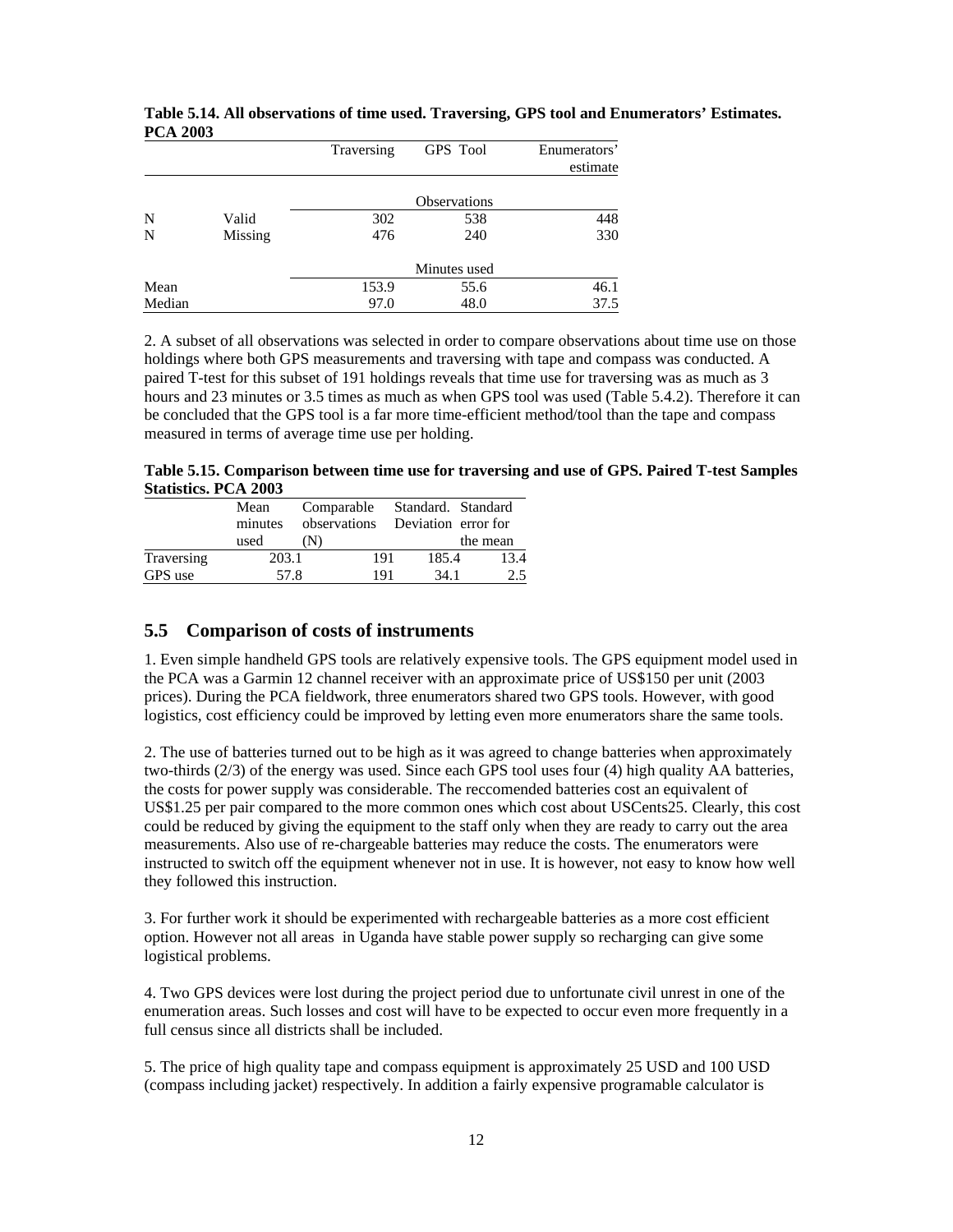**Table 5.14. All observations of time used. Traversing, GPS tool and Enumerators' Estimates. PCA 2003**

| | | Traversing | GPS Tool | Enumerators' estimate |
|---|---|---|---|---|
| | | | Observations | |
| N | Valid | 302 | 538 | 448 |
| N | Missing | 476 | 240 | 330 |
| | | | Minutes used | |
| Mean | | 153.9 | 55.6 | 46.1 |
| Median | | 97.0 | 48.0 | 37.5 |

2. A subset of all observations was selected in order to compare observations about time use on those holdings where both GPS measurements and traversing with tape and compass was conducted. A paired T-test for this subset of 191 holdings reveals that time use for traversing was as much as 3 hours and 23 minutes or 3.5 times as much as when GPS tool was used (Table 5.4.2). Therefore it can be concluded that the GPS tool is a far more time-efficient method/tool than the tape and compass measured in terms of average time use per holding.

**Table 5.15. Comparison between time use for traversing and use of GPS. Paired T-test Samples Statistics. PCA 2003**

| | Mean minutes used | Comparable observations (N) | Standard. Deviation | Standard error for the mean |
|---|---|---|---|---|
| Traversing | 203.1 | 191 | 185.4 | 13.4 |
| GPS use | 57.8 | 191 | 34.1 | 2.5 |

## 5.5 Comparison of costs of instruments

1. Even simple handheld GPS tools are relatively expensive tools. The GPS equipment model used in the PCA was a Garmin 12 channel receiver with an approximate price of US$150 per unit (2003 prices). During the PCA fieldwork, three enumerators shared two GPS tools. However, with good logistics, cost efficiency could be improved by letting even more enumerators share the same tools.

2. The use of batteries turned out to be high as it was agreed to change batteries when approximately two-thirds (2/3) of the energy was used. Since each GPS tool uses four (4) high quality AA batteries, the costs for power supply was considerable. The reccomended batteries cost an equivalent of US$1.25 per pair compared to the more common ones which cost about USCents25. Clearly, this cost could be reduced by giving the equipment to the staff only when they are ready to carry out the area measurements. Also use of re-chargeable batteries may reduce the costs. The enumerators were instructed to switch off the equipment whenever not in use. It is however, not easy to know how well they followed this instruction.

3. For further work it should be experimented with rechargeable batteries as a more cost efficient option. However not all areas in Uganda have stable power supply so recharging can give some logistical problems.

4. Two GPS devices were lost during the project period due to unfortunate civil unrest in one of the enumeration areas. Such losses and cost will have to be expected to occur even more frequently in a full census since all districts shall be included.

5. The price of high quality tape and compass equipment is approximately 25 USD and 100 USD (compass including jacket) respectively. In addition a fairly expensive programable calculator is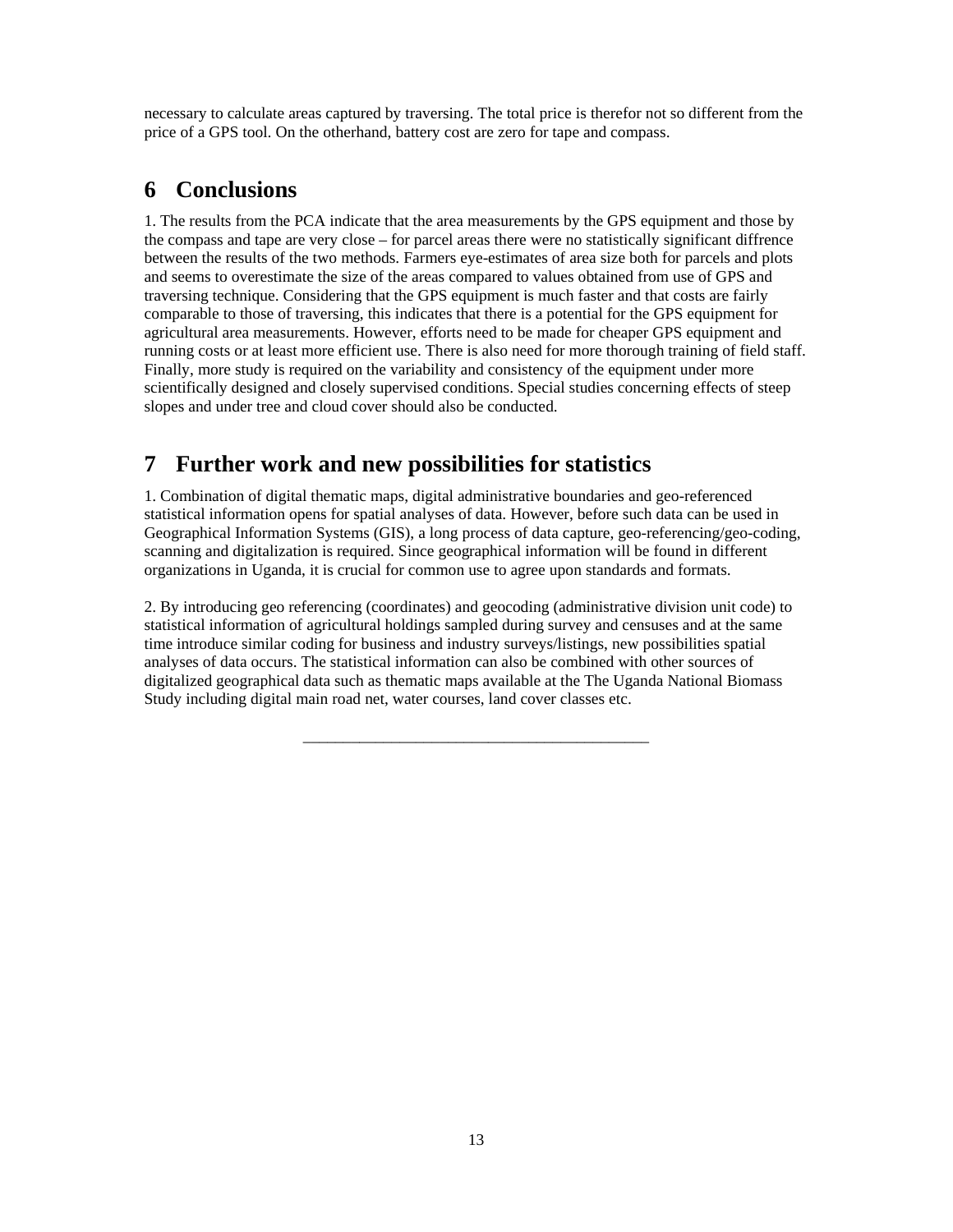necessary to calculate areas captured by traversing. The total price is therefor not so different from the price of a GPS tool. On the otherhand, battery cost are zero for tape and compass.

# 6 Conclusions

1. The results from the PCA indicate that the area measurements by the GPS equipment and those by the compass and tape are very close – for parcel areas there were no statistically significant diffrence between the results of the two methods. Farmers eye-estimates of area size both for parcels and plots and seems to overestimate the size of the areas compared to values obtained from use of GPS and traversing technique. Considering that the GPS equipment is much faster and that costs are fairly comparable to those of traversing, this indicates that there is a potential for the GPS equipment for agricultural area measurements. However, efforts need to be made for cheaper GPS equipment and running costs or at least more efficient use. There is also need for more thorough training of field staff. Finally, more study is required on the variability and consistency of the equipment under more scientifically designed and closely supervised conditions. Special studies concerning effects of steep slopes and under tree and cloud cover should also be conducted.

# 7 Further work and new possibilities for statistics

1. Combination of digital thematic maps, digital administrative boundaries and geo-referenced statistical information opens for spatial analyses of data. However, before such data can be used in Geographical Information Systems (GIS), a long process of data capture, geo-referencing/geo-coding, scanning and digitalization is required. Since geographical information will be found in different organizations in Uganda, it is crucial for common use to agree upon standards and formats.

2. By introducing geo referencing (coordinates) and geocoding (administrative division unit code) to statistical information of agricultural holdings sampled during survey and censuses and at the same time introduce similar coding for business and industry surveys/listings, new possibilities spatial analyses of data occurs. The statistical information can also be combined with other sources of digitalized geographical data such as thematic maps available at the The Uganda National Biomass Study including digital main road net, water courses, land cover classes etc.

___________________________________________